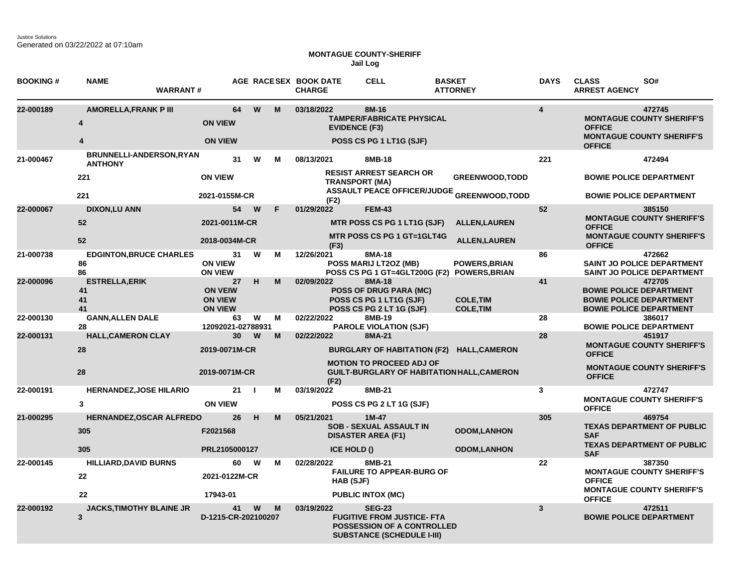Justice Solutions
Generated on 03/22/2022 at 07:10am

**MONTAGUE COUNTY-SHERIFF**
**Jail Log**

| BOOKING # | NAME / DAYS | WARRANT # | AGE | RACE | SEX | BOOK DATE / CHARGE | CELL | BASKET / ATTORNEY | DAYS | CLASS / ARREST AGENCY | SO# |
|---|---|---|---|---|---|---|---|---|---|---|---|
| 22-000189 | AMORELLA,FRANK P III | | 64 | W | M | 03/18/2022 | 8M-16 | | 4 | | 472745 |
| | 4 | ON VIEW | | | | TAMPER/FABRICATE PHYSICAL EVIDENCE (F3) | | | | MONTAGUE COUNTY SHERIFF'S OFFICE | |
| | 4 | ON VIEW | | | | POSS CS PG 1 LT1G (SJF) | | | | MONTAGUE COUNTY SHERIFF'S OFFICE | |
| 21-000467 | BRUNNELLI-ANDERSON,RYAN ANTHONY | | 31 | W | M | 08/13/2021 | 8MB-18 | | 221 | | 472494 |
| | 221 | ON VIEW | | | | RESIST ARREST SEARCH OR TRANSPORT (MA) | | GREENWOOD,TODD | | BOWIE POLICE DEPARTMENT | |
| | 221 | 2021-0155M-CR | | | | ASSAULT PEACE OFFICER/JUDGE (F2) | | GREENWOOD,TODD | | BOWIE POLICE DEPARTMENT | |
| 22-000067 | DIXON,LU ANN | | 54 | W | F | 01/29/2022 | FEM-43 | | 52 | | 385150 |
| | 52 | 2021-0011M-CR | | | | MTR POSS CS PG 1 LT1G (SJF) | | ALLEN,LAUREN | | MONTAGUE COUNTY SHERIFF'S OFFICE | |
| | 52 | 2018-0034M-CR | | | | MTR POSS CS PG 1 GT=1GLT4G (F3) | | ALLEN,LAUREN | | MONTAGUE COUNTY SHERIFF'S OFFICE | |
| 21-000738 | EDGINTON,BRUCE CHARLES | | 31 | W | M | 12/26/2021 | 8MA-18 | | 86 | | 472662 |
| | 86 | ON VIEW | | | | POSS MARIJ LT2OZ (MB) | | POWERS,BRIAN | | SAINT JO POLICE DEPARTMENT | |
| | 86 | ON VIEW | | | | POSS CS PG 1 GT=4GLT200G (F2) | | POWERS,BRIAN | | SAINT JO POLICE DEPARTMENT | |
| 22-000096 | ESTRELLA,ERIK | | 27 | H | M | 02/09/2022 | 8MA-18 | | 41 | | 472705 |
| | 41 | ON VEIW | | | | POSS OF DRUG PARA (MC) | | | | BOWIE POLICE DEPARTMENT | |
| | 41 | ON VIEW | | | | POSS CS PG 1 LT1G (SJF) | | COLE,TIM | | BOWIE POLICE DEPARTMENT | |
| | 41 | ON VIEW | | | | POSS CS PG 2 LT 1G (SJF) | | COLE,TIM | | BOWIE POLICE DEPARTMENT | |
| 22-000130 | GANN,ALLEN DALE | | 63 | W | M | 02/22/2022 | 8MB-19 | | 28 | | 386017 |
| | 28 | 12092021-02788931 | | | | PAROLE VIOLATION (SJF) | | | | BOWIE POLICE DEPARTMENT | |
| 22-000131 | HALL,CAMERON CLAY | | 30 | W | M | 02/22/2022 | 8MA-21 | | 28 | | 451917 |
| | 28 | 2019-0071M-CR | | | | BURGLARY OF HABITATION (F2) | | HALL,CAMERON | | MONTAGUE COUNTY SHERIFF'S OFFICE | |
| | 28 | 2019-0071M-CR | | | | MOTION TO PROCEED ADJ OF GUILT-BURGLARY OF HABITATION (F2) | | HALL,CAMERON | | MONTAGUE COUNTY SHERIFF'S OFFICE | |
| 22-000191 | HERNANDEZ,JOSE HILARIO | | 21 | I | M | 03/19/2022 | 8MB-21 | | 3 | | 472747 |
| | 3 | ON VIEW | | | | POSS CS PG 2 LT 1G (SJF) | | | | MONTAGUE COUNTY SHERIFF'S OFFICE | |
| 21-000295 | HERNANDEZ,OSCAR ALFREDO | | 26 | H | M | 05/21/2021 | 1M-47 | | 305 | | 469754 |
| | 305 | F2021568 | | | | SOB - SEXUAL ASSAULT IN DISASTER AREA (F1) | | ODOM,LANHON | | TEXAS DEPARTMENT OF PUBLIC SAF | |
| | 305 | PRL2105000127 | | | | ICE HOLD () | | ODOM,LANHON | | TEXAS DEPARTMENT OF PUBLIC SAF | |
| 22-000145 | HILLIARD,DAVID BURNS | | 60 | W | M | 02/28/2022 | 8MB-21 | | 22 | | 387350 |
| | 22 | 2021-0122M-CR | | | | FAILURE TO APPEAR-BURG OF HAB (SJF) | | | | MONTAGUE COUNTY SHERIFF'S OFFICE | |
| | 22 | 17943-01 | | | | PUBLIC INTOX (MC) | | | | MONTAGUE COUNTY SHERIFF'S OFFICE | |
| 22-000192 | JACKS,TIMOTHY BLAINE JR | | 41 | W | M | 03/19/2022 | SEG-23 | | 3 | | 472511 |
| | 3 | D-1215-CR-202100207 | | | | FUGITIVE FROM JUSTICE- FTA POSSESSION OF A CONTROLLED SUBSTANCE (SCHEDULE I-III) | | | | BOWIE POLICE DEPARTMENT | |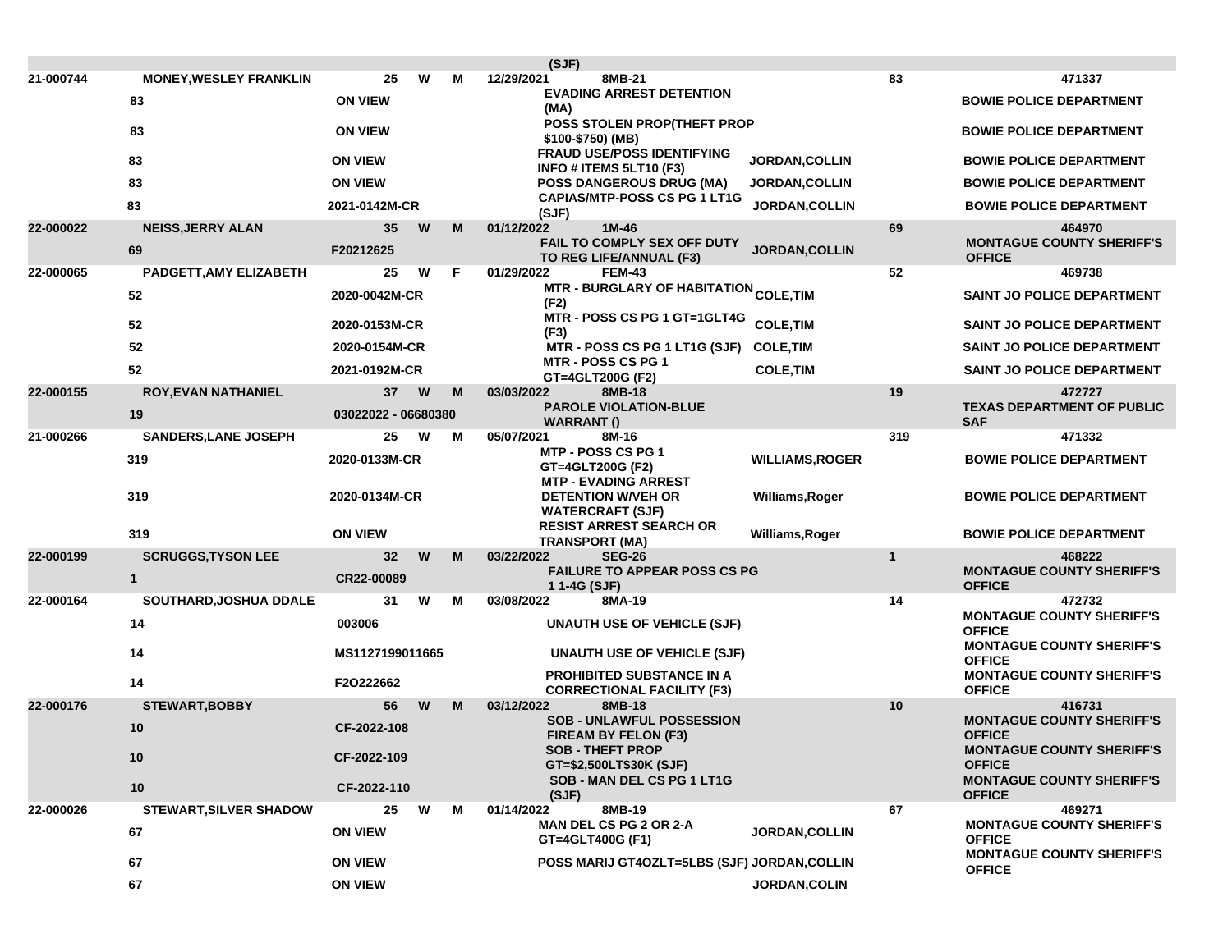| | | | | | | | | | |
|---|---|---|---|---|---|---|---|---|---|
| | | | | | (SJF) | | | | |
| 21-000744 | MONEY,WESLEY FRANKLIN | 25 | W | M | 12/29/2021 | 8MB-21 | | 83 | 471337 |
| | 83 | ON VIEW | | | EVADING ARREST DETENTION (MA) | | | | BOWIE POLICE DEPARTMENT |
| | 83 | ON VIEW | | | POSS STOLEN PROP(THEFT PROP $100-$750) (MB) | | | | BOWIE POLICE DEPARTMENT |
| | 83 | ON VIEW | | | FRAUD USE/POSS IDENTIFYING INFO # ITEMS 5LT10 (F3) | | JORDAN,COLLIN | | BOWIE POLICE DEPARTMENT |
| | 83 | ON VIEW | | | POSS DANGEROUS DRUG (MA) | | JORDAN,COLLIN | | BOWIE POLICE DEPARTMENT |
| | 83 | 2021-0142M-CR | | | CAPIAS/MTP-POSS CS PG 1 LT1G (SJF) | | JORDAN,COLLIN | | BOWIE POLICE DEPARTMENT |
| 22-000022 | NEISS,JERRY ALAN | 35 | W | M | 01/12/2022 | 1M-46 | | 69 | 464970 |
| | 69 | F20212625 | | | FAIL TO COMPLY SEX OFF DUTY TO REG LIFE/ANNUAL (F3) | | JORDAN,COLLIN | | MONTAGUE COUNTY SHERIFF'S OFFICE |
| 22-000065 | PADGETT,AMY ELIZABETH | 25 | W | F | 01/29/2022 | FEM-43 | | 52 | 469738 |
| | 52 | 2020-0042M-CR | | | MTR - BURGLARY OF HABITATION (F2) | | COLE,TIM | | SAINT JO POLICE DEPARTMENT |
| | 52 | 2020-0153M-CR | | | MTR - POSS CS PG 1 GT=1GLT4G (F3) | | COLE,TIM | | SAINT JO POLICE DEPARTMENT |
| | 52 | 2020-0154M-CR | | | MTR - POSS CS PG 1 LT1G (SJF) | | COLE,TIM | | SAINT JO POLICE DEPARTMENT |
| | 52 | 2021-0192M-CR | | | MTR - POSS CS PG 1 GT=4GLT200G (F2) | | COLE,TIM | | SAINT JO POLICE DEPARTMENT |
| 22-000155 | ROY,EVAN NATHANIEL | 37 | W | M | 03/03/2022 | 8MB-18 | | 19 | 472727 |
| | 19 | 03022022 - 06680380 | | | PAROLE VIOLATION-BLUE WARRANT () | | | | TEXAS DEPARTMENT OF PUBLIC SAF |
| 21-000266 | SANDERS,LANE JOSEPH | 25 | W | M | 05/07/2021 | 8M-16 | | 319 | 471332 |
| | 319 | 2020-0133M-CR | | | MTP - POSS CS PG 1 GT=4GLT200G (F2) | | WILLIAMS,ROGER | | BOWIE POLICE DEPARTMENT |
| | 319 | 2020-0134M-CR | | | MTP - EVADING ARREST DETENTION W/VEH OR WATERCRAFT (SJF) | | Williams,Roger | | BOWIE POLICE DEPARTMENT |
| | 319 | ON VIEW | | | RESIST ARREST SEARCH OR TRANSPORT (MA) | | Williams,Roger | | BOWIE POLICE DEPARTMENT |
| 22-000199 | SCRUGGS,TYSON LEE | 32 | W | M | 03/22/2022 | SEG-26 | | 1 | 468222 |
| | 1 | CR22-00089 | | | FAILURE TO APPEAR POSS CS PG 1 1-4G (SJF) | | | | MONTAGUE COUNTY SHERIFF'S OFFICE |
| 22-000164 | SOUTHARD,JOSHUA DDALE | 31 | W | M | 03/08/2022 | 8MA-19 | | 14 | 472732 |
| | 14 | 003006 | | | UNAUTH USE OF VEHICLE (SJF) | | | | MONTAGUE COUNTY SHERIFF'S OFFICE |
| | 14 | MS1127199011665 | | | UNAUTH USE OF VEHICLE (SJF) | | | | MONTAGUE COUNTY SHERIFF'S OFFICE |
| | 14 | F2O222662 | | | PROHIBITED SUBSTANCE IN A CORRECTIONAL FACILITY (F3) | | | | MONTAGUE COUNTY SHERIFF'S OFFICE |
| 22-000176 | STEWART,BOBBY | 56 | W | M | 03/12/2022 | 8MB-18 | | 10 | 416731 |
| | 10 | CF-2022-108 | | | SOB - UNLAWFUL POSSESSION FIREAM BY FELON (F3) | | | | MONTAGUE COUNTY SHERIFF'S OFFICE |
| | 10 | CF-2022-109 | | | SOB - THEFT PROP GT=$2,500LT$30K (SJF) | | | | MONTAGUE COUNTY SHERIFF'S OFFICE |
| | 10 | CF-2022-110 | | | SOB - MAN DEL CS PG 1 LT1G (SJF) | | | | MONTAGUE COUNTY SHERIFF'S OFFICE |
| 22-000026 | STEWART,SILVER SHADOW | 25 | W | M | 01/14/2022 | 8MB-19 | | 67 | 469271 |
| | 67 | ON VIEW | | | MAN DEL CS PG 2 OR 2-A GT=4GLT400G (F1) | | JORDAN,COLLIN | | MONTAGUE COUNTY SHERIFF'S OFFICE |
| | 67 | ON VIEW | | | POSS MARIJ GT4OZLT=5LBS (SJF) | | JORDAN,COLLIN | | MONTAGUE COUNTY SHERIFF'S OFFICE |
| | 67 | ON VIEW | | | | | JORDAN,COLIN | | |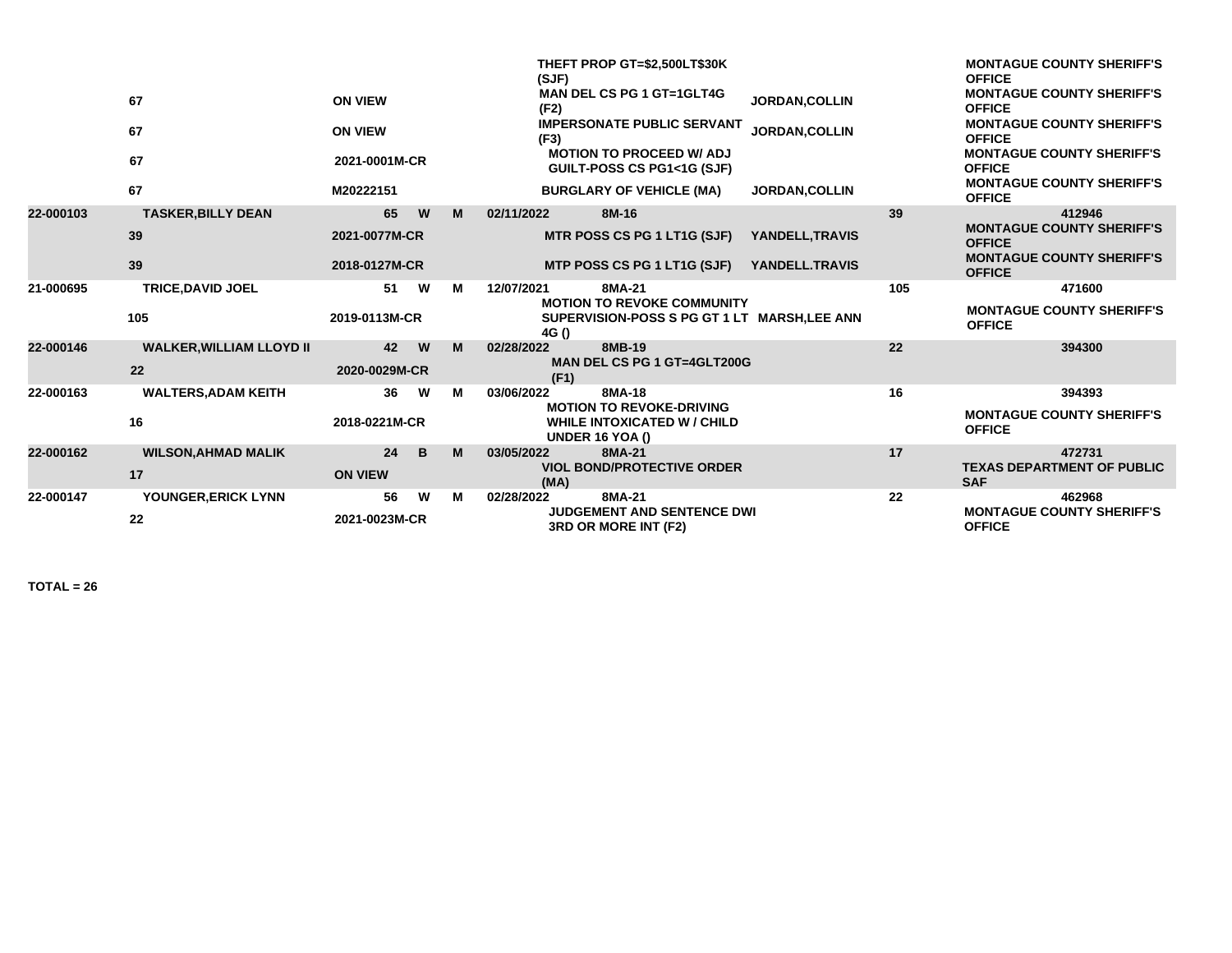| | | | | | | | | | | |
|---|---|---|---|---|---|---|---|---|---|---|
| | | | | | | | THEFT PROP GT=$2,500LT$30K (SJF) | | | MONTAGUE COUNTY SHERIFF'S OFFICE |
| | 67 | ON VIEW | | | | | MAN DEL CS PG 1 GT=1GLT4G (F2) | JORDAN,COLLIN | | MONTAGUE COUNTY SHERIFF'S OFFICE |
| | 67 | ON VIEW | | | | | IMPERSONATE PUBLIC SERVANT (F3) | JORDAN,COLLIN | | MONTAGUE COUNTY SHERIFF'S OFFICE |
| | 67 | 2021-0001M-CR | | | | | MOTION TO PROCEED W/ ADJ GUILT-POSS CS PG1<1G (SJF) | | | MONTAGUE COUNTY SHERIFF'S OFFICE |
| | 67 | M20222151 | | | | | BURGLARY OF VEHICLE (MA) | JORDAN,COLLIN | | MONTAGUE COUNTY SHERIFF'S OFFICE |
| 22-000103 | TASKER,BILLY DEAN | | 65 | W | M | 02/11/2022 | 8M-16 | | 39 | 412946 |
| | 39 | 2021-0077M-CR | | | | | MTR POSS CS PG 1 LT1G (SJF) | YANDELL,TRAVIS | | MONTAGUE COUNTY SHERIFF'S OFFICE |
| | 39 | 2018-0127M-CR | | | | | MTP POSS CS PG 1 LT1G (SJF) | YANDELL.TRAVIS | | MONTAGUE COUNTY SHERIFF'S OFFICE |
| 21-000695 | TRICE,DAVID JOEL | | 51 | W | M | 12/07/2021 | 8MA-21 | | 105 | 471600 |
| | 105 | 2019-0113M-CR | | | | | MOTION TO REVOKE COMMUNITY SUPERVISION-POSS S PG GT 1 LT 4G () | MARSH,LEE ANN | | MONTAGUE COUNTY SHERIFF'S OFFICE |
| 22-000146 | WALKER,WILLIAM LLOYD II | | 42 | W | M | 02/28/2022 | 8MB-19 | | 22 | 394300 |
| | 22 | 2020-0029M-CR | | | | | MAN DEL CS PG 1 GT=4GLT200G (F1) | | | |
| 22-000163 | WALTERS,ADAM KEITH | | 36 | W | M | 03/06/2022 | 8MA-18 | | 16 | 394393 |
| | 16 | 2018-0221M-CR | | | | | MOTION TO REVOKE-DRIVING WHILE INTOXICATED W / CHILD UNDER 16 YOA () | | | MONTAGUE COUNTY SHERIFF'S OFFICE |
| 22-000162 | WILSON,AHMAD MALIK | | 24 | B | M | 03/05/2022 | 8MA-21 | | 17 | 472731 |
| | 17 | ON VIEW | | | | | VIOL BOND/PROTECTIVE ORDER (MA) | | | TEXAS DEPARTMENT OF PUBLIC SAF |
| 22-000147 | YOUNGER,ERICK LYNN | | 56 | W | M | 02/28/2022 | 8MA-21 | | 22 | 462968 |
| | 22 | 2021-0023M-CR | | | | | JUDGEMENT AND SENTENCE DWI 3RD OR MORE INT (F2) | | | MONTAGUE COUNTY SHERIFF'S OFFICE |

TOTAL = 26